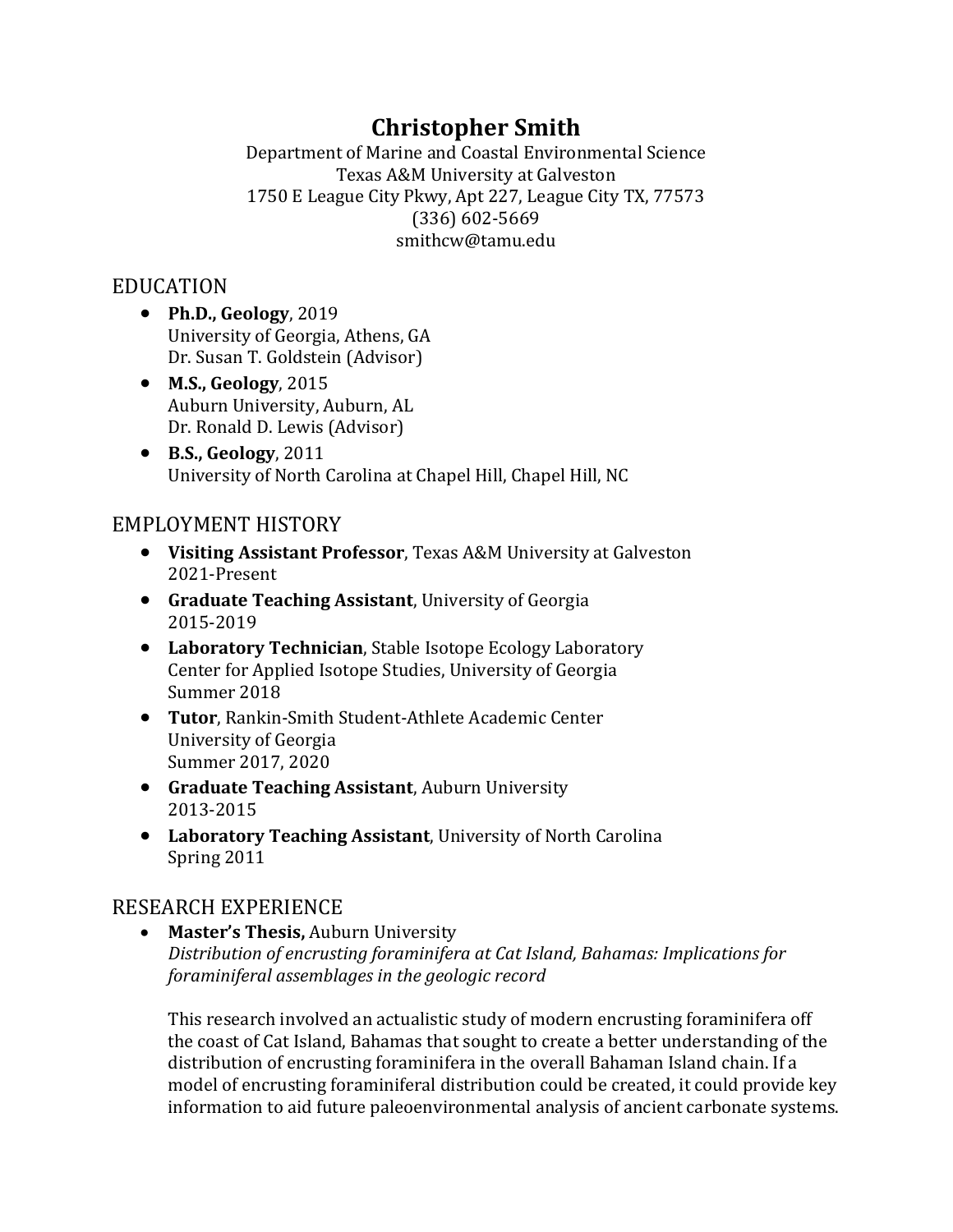# Christopher Smith

Department of Marine and Coastal Environmental Science
Texas A&M University at Galveston
1750 E League City Pkwy, Apt 227, League City TX, 77573
(336) 602-5669
smithcw@tamu.edu

## EDUCATION

- **Ph.D., Geology**, 2019
  University of Georgia, Athens, GA
  Dr. Susan T. Goldstein (Advisor)
- **M.S., Geology**, 2015
  Auburn University, Auburn, AL
  Dr. Ronald D. Lewis (Advisor)
- **B.S., Geology**, 2011
  University of North Carolina at Chapel Hill, Chapel Hill, NC

## EMPLOYMENT HISTORY

- **Visiting Assistant Professor**, Texas A&M University at Galveston
  2021-Present
- **Graduate Teaching Assistant**, University of Georgia
  2015-2019
- **Laboratory Technician**, Stable Isotope Ecology Laboratory
  Center for Applied Isotope Studies, University of Georgia
  Summer 2018
- **Tutor**, Rankin-Smith Student-Athlete Academic Center
  University of Georgia
  Summer 2017, 2020
- **Graduate Teaching Assistant**, Auburn University
  2013-2015
- **Laboratory Teaching Assistant**, University of North Carolina
  Spring 2011

## RESEARCH EXPERIENCE

- **Master's Thesis,** Auburn University
  *Distribution of encrusting foraminifera at Cat Island, Bahamas: Implications for foraminiferal assemblages in the geologic record*

  This research involved an actualistic study of modern encrusting foraminifera off the coast of Cat Island, Bahamas that sought to create a better understanding of the distribution of encrusting foraminifera in the overall Bahaman Island chain. If a model of encrusting foraminiferal distribution could be created, it could provide key information to aid future paleoenvironmental analysis of ancient carbonate systems.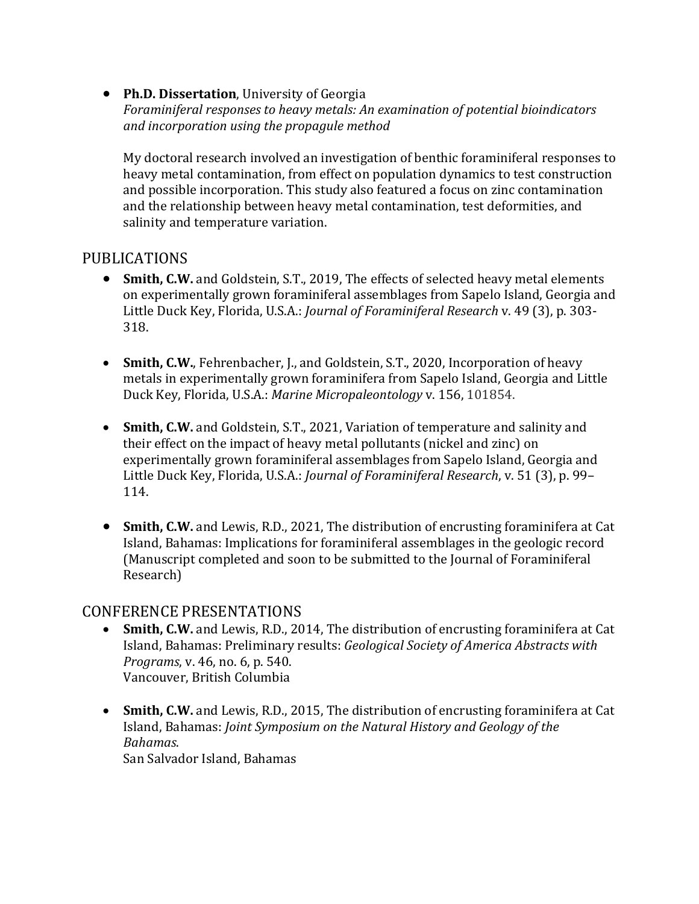- **Ph.D. Dissertation**, University of Georgia
  *Foraminiferal responses to heavy metals: An examination of potential bioindicators and incorporation using the propagule method*

  My doctoral research involved an investigation of benthic foraminiferal responses to heavy metal contamination, from effect on population dynamics to test construction and possible incorporation. This study also featured a focus on zinc contamination and the relationship between heavy metal contamination, test deformities, and salinity and temperature variation.

## PUBLICATIONS

- **Smith, C.W.** and Goldstein, S.T., 2019, The effects of selected heavy metal elements on experimentally grown foraminiferal assemblages from Sapelo Island, Georgia and Little Duck Key, Florida, U.S.A.: *Journal of Foraminiferal Research* v. 49 (3), p. 303-318.

- **Smith, C.W.**, Fehrenbacher, J., and Goldstein, S.T., 2020, Incorporation of heavy metals in experimentally grown foraminifera from Sapelo Island, Georgia and Little Duck Key, Florida, U.S.A.: *Marine Micropaleontology* v. 156, 101854.

- **Smith, C.W.** and Goldstein, S.T., 2021, Variation of temperature and salinity and their effect on the impact of heavy metal pollutants (nickel and zinc) on experimentally grown foraminiferal assemblages from Sapelo Island, Georgia and Little Duck Key, Florida, U.S.A.: *Journal of Foraminiferal Research*, v. 51 (3), p. 99–114.

- **Smith, C.W.** and Lewis, R.D., 2021, The distribution of encrusting foraminifera at Cat Island, Bahamas: Implications for foraminiferal assemblages in the geologic record (Manuscript completed and soon to be submitted to the Journal of Foraminiferal Research)

## CONFERENCE PRESENTATIONS

- **Smith, C.W.** and Lewis, R.D., 2014, The distribution of encrusting foraminifera at Cat Island, Bahamas: Preliminary results: *Geological Society of America Abstracts with Programs*, v. 46, no. 6, p. 540.
  Vancouver, British Columbia

- **Smith, C.W.** and Lewis, R.D., 2015, The distribution of encrusting foraminifera at Cat Island, Bahamas: *Joint Symposium on the Natural History and Geology of the Bahamas*.
  San Salvador Island, Bahamas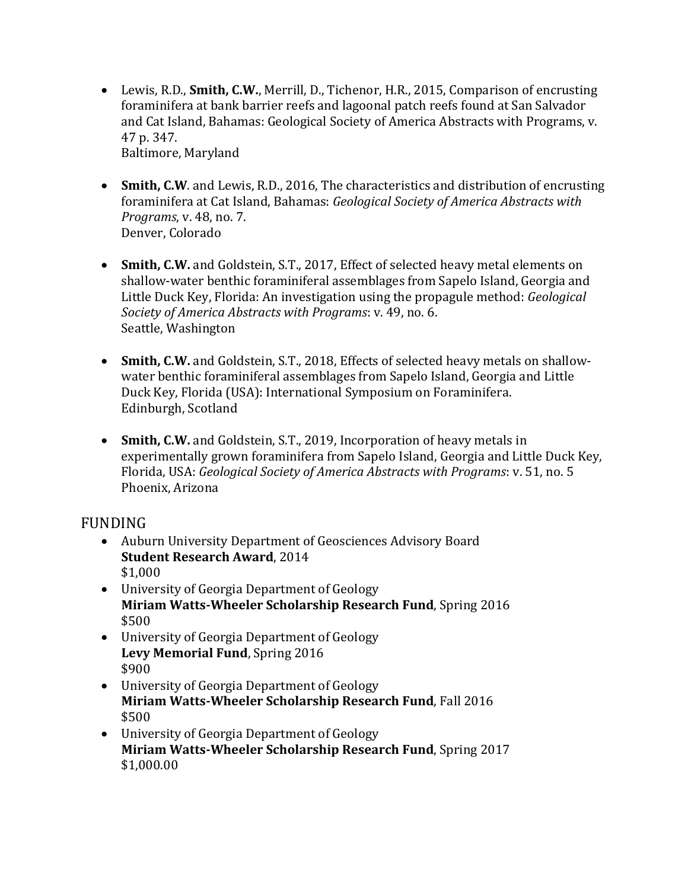- Lewis, R.D., **Smith, C.W.**, Merrill, D., Tichenor, H.R., 2015, Comparison of encrusting foraminifera at bank barrier reefs and lagoonal patch reefs found at San Salvador and Cat Island, Bahamas: Geological Society of America Abstracts with Programs, v. 47 p. 347.
  Baltimore, Maryland

- **Smith, C.W**. and Lewis, R.D., 2016, The characteristics and distribution of encrusting foraminifera at Cat Island, Bahamas: *Geological Society of America Abstracts with Programs*, v. 48, no. 7.
  Denver, Colorado

- **Smith, C.W.** and Goldstein, S.T., 2017, Effect of selected heavy metal elements on shallow-water benthic foraminiferal assemblages from Sapelo Island, Georgia and Little Duck Key, Florida: An investigation using the propagule method: *Geological Society of America Abstracts with Programs*: v. 49, no. 6.
  Seattle, Washington

- **Smith, C.W.** and Goldstein, S.T., 2018, Effects of selected heavy metals on shallow-water benthic foraminiferal assemblages from Sapelo Island, Georgia and Little Duck Key, Florida (USA): International Symposium on Foraminifera.
  Edinburgh, Scotland

- **Smith, C.W.** and Goldstein, S.T., 2019, Incorporation of heavy metals in experimentally grown foraminifera from Sapelo Island, Georgia and Little Duck Key, Florida, USA: *Geological Society of America Abstracts with Programs*: v. 51, no. 5
  Phoenix, Arizona

## FUNDING

- Auburn University Department of Geosciences Advisory Board
  **Student Research Award**, 2014
  $1,000
- University of Georgia Department of Geology
  **Miriam Watts-Wheeler Scholarship Research Fund**, Spring 2016
  $500
- University of Georgia Department of Geology
  **Levy Memorial Fund**, Spring 2016
  $900
- University of Georgia Department of Geology
  **Miriam Watts-Wheeler Scholarship Research Fund**, Fall 2016
  $500
- University of Georgia Department of Geology
  **Miriam Watts-Wheeler Scholarship Research Fund**, Spring 2017
  $1,000.00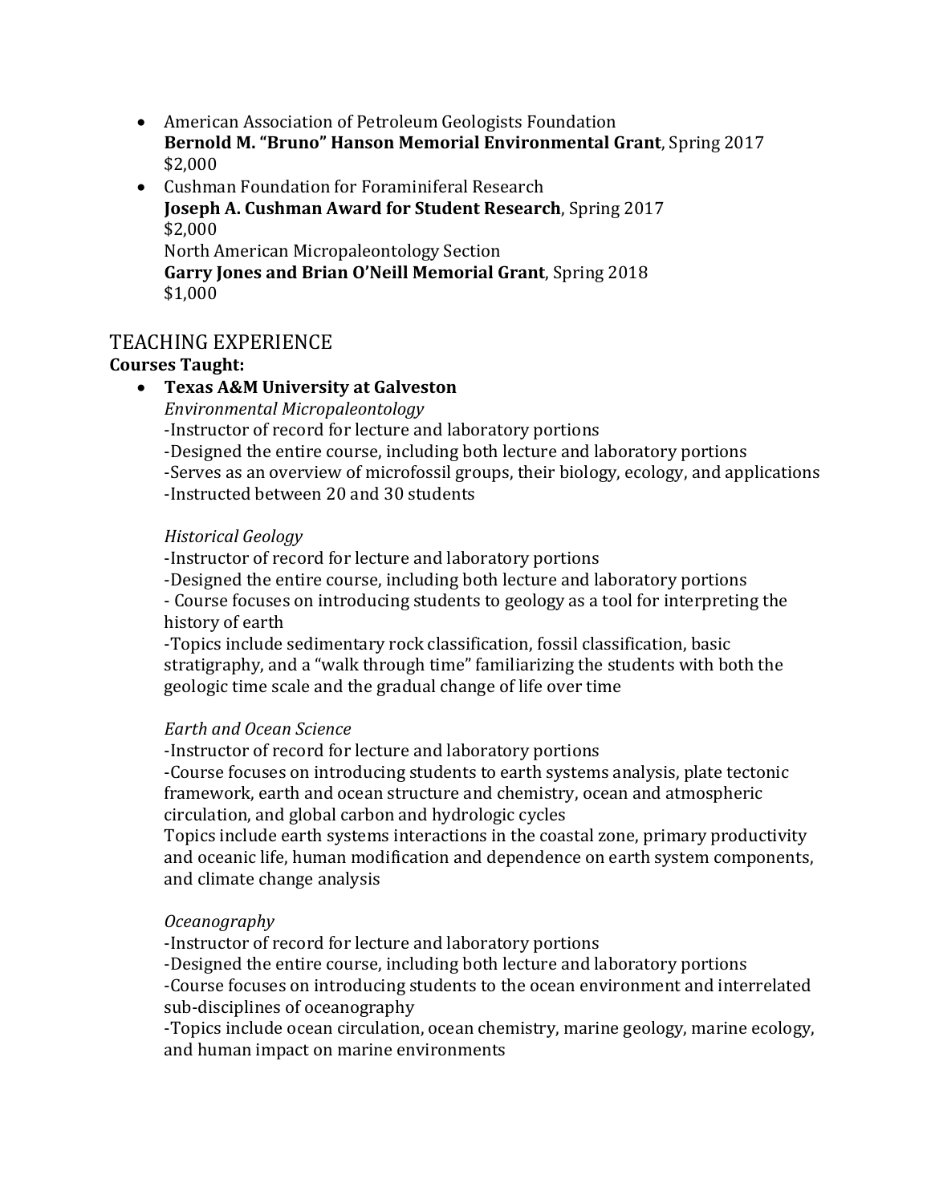- American Association of Petroleum Geologists Foundation
  **Bernold M. "Bruno" Hanson Memorial Environmental Grant**, Spring 2017
  $2,000
- Cushman Foundation for Foraminiferal Research
  **Joseph A. Cushman Award for Student Research**, Spring 2017
  $2,000
  North American Micropaleontology Section
  **Garry Jones and Brian O'Neill Memorial Grant**, Spring 2018
  $1,000

## TEACHING EXPERIENCE

**Courses Taught:**

- **Texas A&M University at Galveston**

  *Environmental Micropaleontology*
  -Instructor of record for lecture and laboratory portions
  -Designed the entire course, including both lecture and laboratory portions
  -Serves as an overview of microfossil groups, their biology, ecology, and applications
  -Instructed between 20 and 30 students

  *Historical Geology*
  -Instructor of record for lecture and laboratory portions
  -Designed the entire course, including both lecture and laboratory portions
  - Course focuses on introducing students to geology as a tool for interpreting the history of earth
  -Topics include sedimentary rock classification, fossil classification, basic stratigraphy, and a "walk through time" familiarizing the students with both the geologic time scale and the gradual change of life over time

  *Earth and Ocean Science*
  -Instructor of record for lecture and laboratory portions
  -Course focuses on introducing students to earth systems analysis, plate tectonic framework, earth and ocean structure and chemistry, ocean and atmospheric circulation, and global carbon and hydrologic cycles
  Topics include earth systems interactions in the coastal zone, primary productivity and oceanic life, human modification and dependence on earth system components, and climate change analysis

  *Oceanography*
  -Instructor of record for lecture and laboratory portions
  -Designed the entire course, including both lecture and laboratory portions
  -Course focuses on introducing students to the ocean environment and interrelated sub-disciplines of oceanography
  -Topics include ocean circulation, ocean chemistry, marine geology, marine ecology, and human impact on marine environments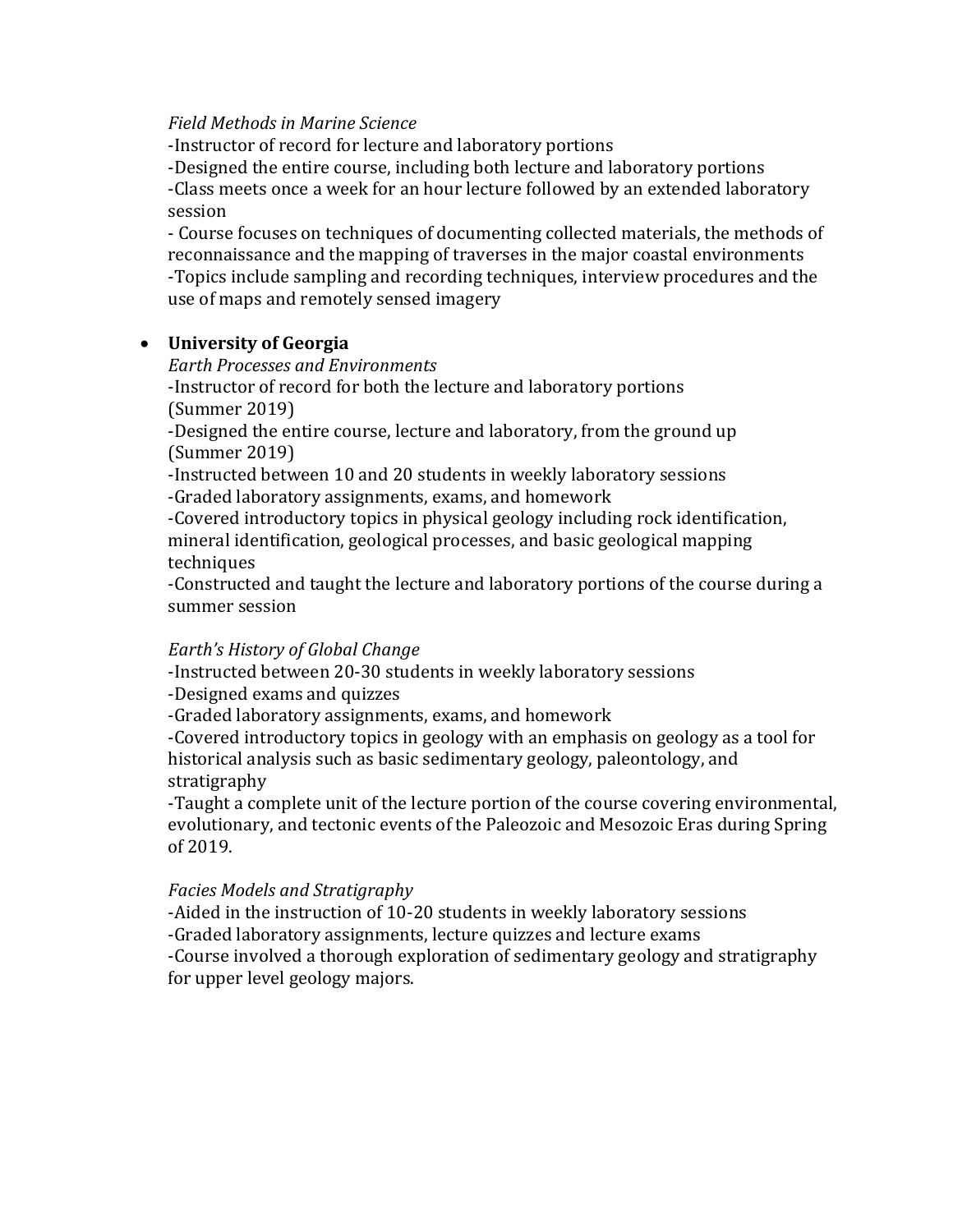*Field Methods in Marine Science*
-Instructor of record for lecture and laboratory portions
-Designed the entire course, including both lecture and laboratory portions
-Class meets once a week for an hour lecture followed by an extended laboratory session
- Course focuses on techniques of documenting collected materials, the methods of reconnaissance and the mapping of traverses in the major coastal environments
-Topics include sampling and recording techniques, interview procedures and the use of maps and remotely sensed imagery

- **University of Georgia**

  *Earth Processes and Environments*
  -Instructor of record for both the lecture and laboratory portions (Summer 2019)
  -Designed the entire course, lecture and laboratory, from the ground up (Summer 2019)
  -Instructed between 10 and 20 students in weekly laboratory sessions
  -Graded laboratory assignments, exams, and homework
  -Covered introductory topics in physical geology including rock identification, mineral identification, geological processes, and basic geological mapping techniques
  -Constructed and taught the lecture and laboratory portions of the course during a summer session

  *Earth's History of Global Change*
  -Instructed between 20-30 students in weekly laboratory sessions
  -Designed exams and quizzes
  -Graded laboratory assignments, exams, and homework
  -Covered introductory topics in geology with an emphasis on geology as a tool for historical analysis such as basic sedimentary geology, paleontology, and stratigraphy
  -Taught a complete unit of the lecture portion of the course covering environmental, evolutionary, and tectonic events of the Paleozoic and Mesozoic Eras during Spring of 2019.

  *Facies Models and Stratigraphy*
  -Aided in the instruction of 10-20 students in weekly laboratory sessions
  -Graded laboratory assignments, lecture quizzes and lecture exams
  -Course involved a thorough exploration of sedimentary geology and stratigraphy for upper level geology majors.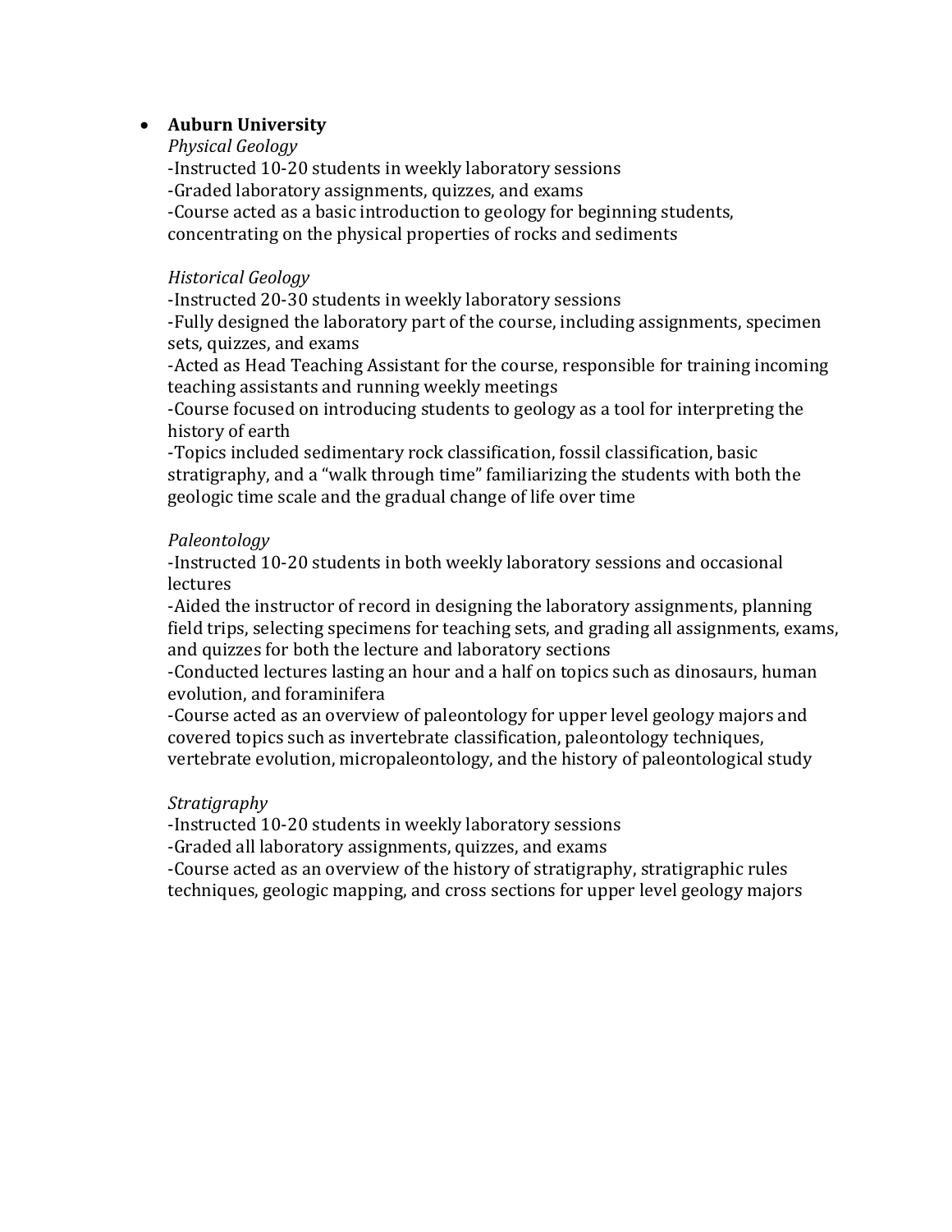- **Auburn University**

  *Physical Geology*

  -Instructed 10-20 students in weekly laboratory sessions
  -Graded laboratory assignments, quizzes, and exams
  -Course acted as a basic introduction to geology for beginning students, concentrating on the physical properties of rocks and sediments

  *Historical Geology*

  -Instructed 20-30 students in weekly laboratory sessions
  -Fully designed the laboratory part of the course, including assignments, specimen sets, quizzes, and exams
  -Acted as Head Teaching Assistant for the course, responsible for training incoming teaching assistants and running weekly meetings
  -Course focused on introducing students to geology as a tool for interpreting the history of earth
  -Topics included sedimentary rock classification, fossil classification, basic stratigraphy, and a "walk through time" familiarizing the students with both the geologic time scale and the gradual change of life over time

  *Paleontology*

  -Instructed 10-20 students in both weekly laboratory sessions and occasional lectures
  -Aided the instructor of record in designing the laboratory assignments, planning field trips, selecting specimens for teaching sets, and grading all assignments, exams, and quizzes for both the lecture and laboratory sections
  -Conducted lectures lasting an hour and a half on topics such as dinosaurs, human evolution, and foraminifera
  -Course acted as an overview of paleontology for upper level geology majors and covered topics such as invertebrate classification, paleontology techniques, vertebrate evolution, micropaleontology, and the history of paleontological study

  *Stratigraphy*

  -Instructed 10-20 students in weekly laboratory sessions
  -Graded all laboratory assignments, quizzes, and exams
  -Course acted as an overview of the history of stratigraphy, stratigraphic rules techniques, geologic mapping, and cross sections for upper level geology majors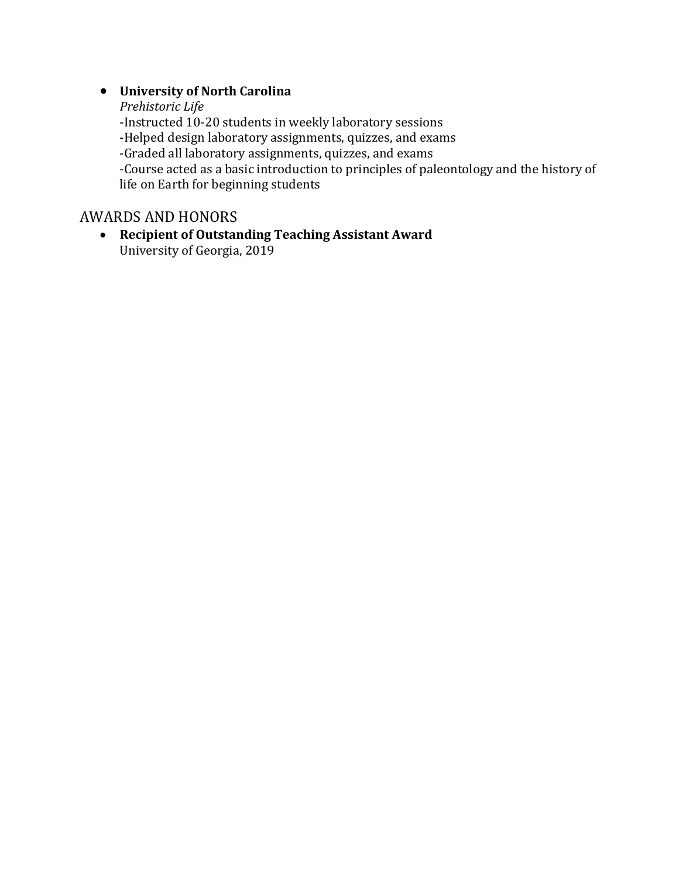- **University of North Carolina**
  *Prehistoric Life*
  -Instructed 10-20 students in weekly laboratory sessions
  -Helped design laboratory assignments, quizzes, and exams
  -Graded all laboratory assignments, quizzes, and exams
  -Course acted as a basic introduction to principles of paleontology and the history of life on Earth for beginning students

## AWARDS AND HONORS

- **Recipient of Outstanding Teaching Assistant Award**
  University of Georgia, 2019